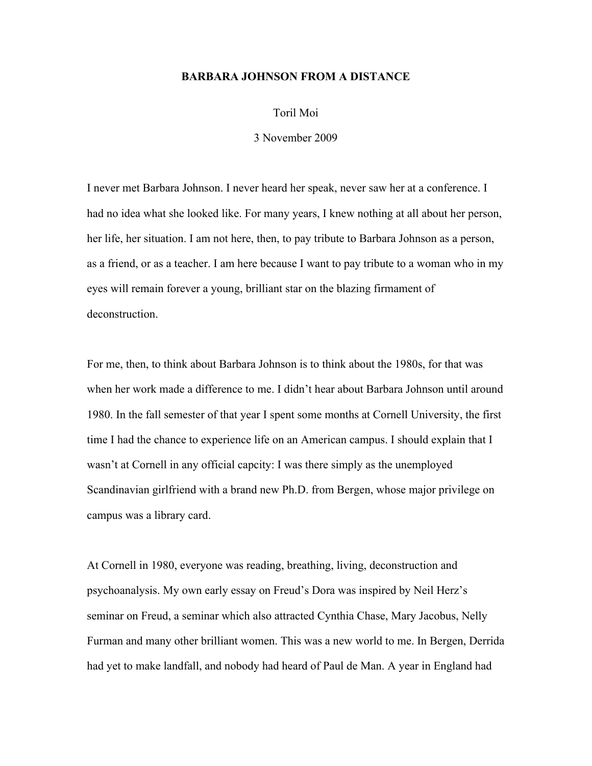# BARBARA JOHNSON FROM A DISTANCE

Toril Moi

3 November 2009

I never met Barbara Johnson. I never heard her speak, never saw her at a conference. I had no idea what she looked like. For many years, I knew nothing at all about her person, her life, her situation. I am not here, then, to pay tribute to Barbara Johnson as a person, as a friend, or as a teacher. I am here because I want to pay tribute to a woman who in my eyes will remain forever a young, brilliant star on the blazing firmament of deconstruction.

For me, then, to think about Barbara Johnson is to think about the 1980s, for that was when her work made a difference to me. I didn't hear about Barbara Johnson until around 1980. In the fall semester of that year I spent some months at Cornell University, the first time I had the chance to experience life on an American campus. I should explain that I wasn't at Cornell in any official capcity: I was there simply as the unemployed Scandinavian girlfriend with a brand new Ph.D. from Bergen, whose major privilege on campus was a library card.

At Cornell in 1980, everyone was reading, breathing, living, deconstruction and psychoanalysis. My own early essay on Freud's Dora was inspired by Neil Herz's seminar on Freud, a seminar which also attracted Cynthia Chase, Mary Jacobus, Nelly Furman and many other brilliant women. This was a new world to me. In Bergen, Derrida had yet to make landfall, and nobody had heard of Paul de Man. A year in England had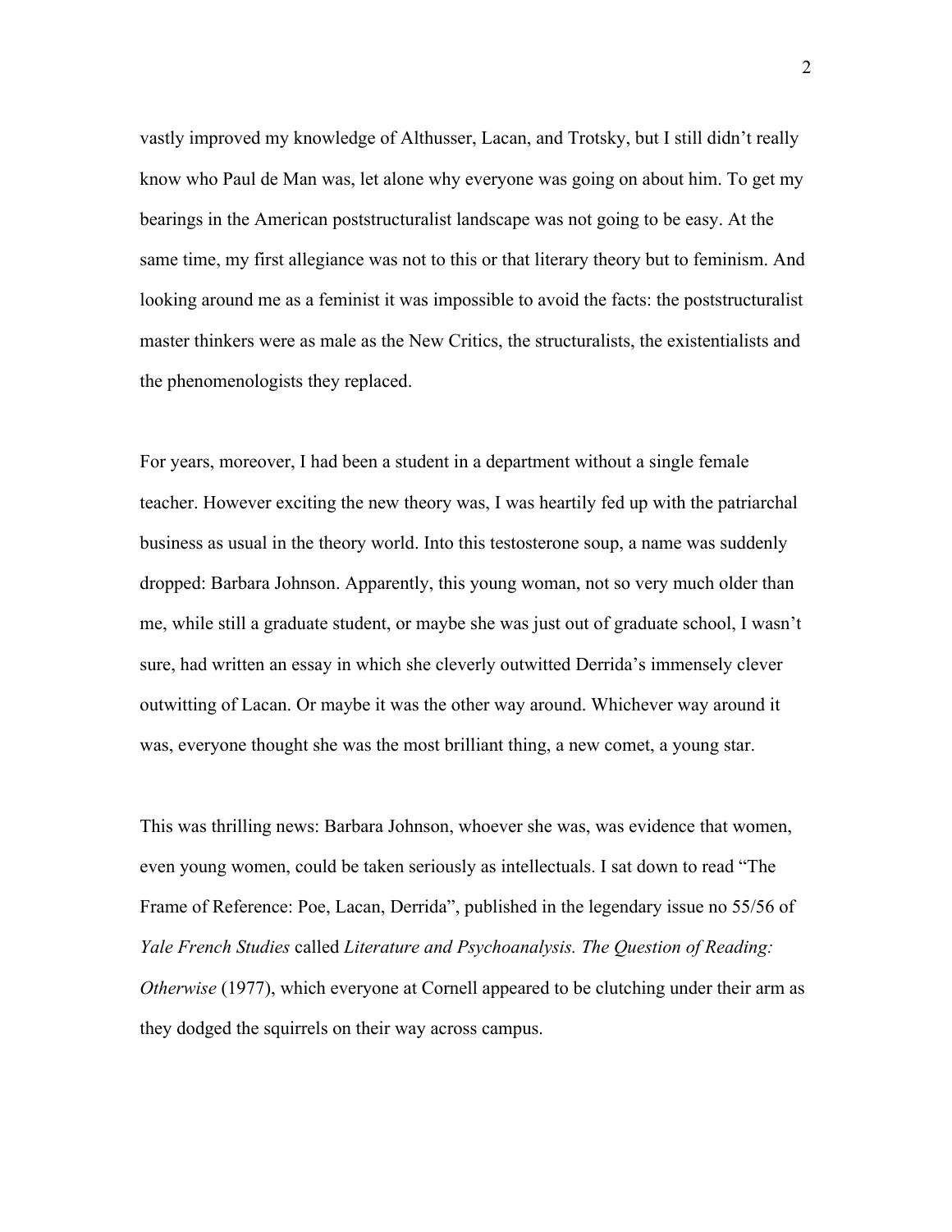vastly improved my knowledge of Althusser, Lacan, and Trotsky, but I still didn't really know who Paul de Man was, let alone why everyone was going on about him. To get my bearings in the American poststructuralist landscape was not going to be easy. At the same time, my first allegiance was not to this or that literary theory but to feminism. And looking around me as a feminist it was impossible to avoid the facts: the poststructuralist master thinkers were as male as the New Critics, the structuralists, the existentialists and the phenomenologists they replaced.

For years, moreover, I had been a student in a department without a single female teacher. However exciting the new theory was, I was heartily fed up with the patriarchal business as usual in the theory world. Into this testosterone soup, a name was suddenly dropped: Barbara Johnson. Apparently, this young woman, not so very much older than me, while still a graduate student, or maybe she was just out of graduate school, I wasn't sure, had written an essay in which she cleverly outwitted Derrida's immensely clever outwitting of Lacan. Or maybe it was the other way around. Whichever way around it was, everyone thought she was the most brilliant thing, a new comet, a young star.

This was thrilling news: Barbara Johnson, whoever she was, was evidence that women, even young women, could be taken seriously as intellectuals. I sat down to read "The Frame of Reference: Poe, Lacan, Derrida", published in the legendary issue no 55/56 of *Yale French Studies* called *Literature and Psychoanalysis. The Question of Reading: Otherwise* (1977), which everyone at Cornell appeared to be clutching under their arm as they dodged the squirrels on their way across campus.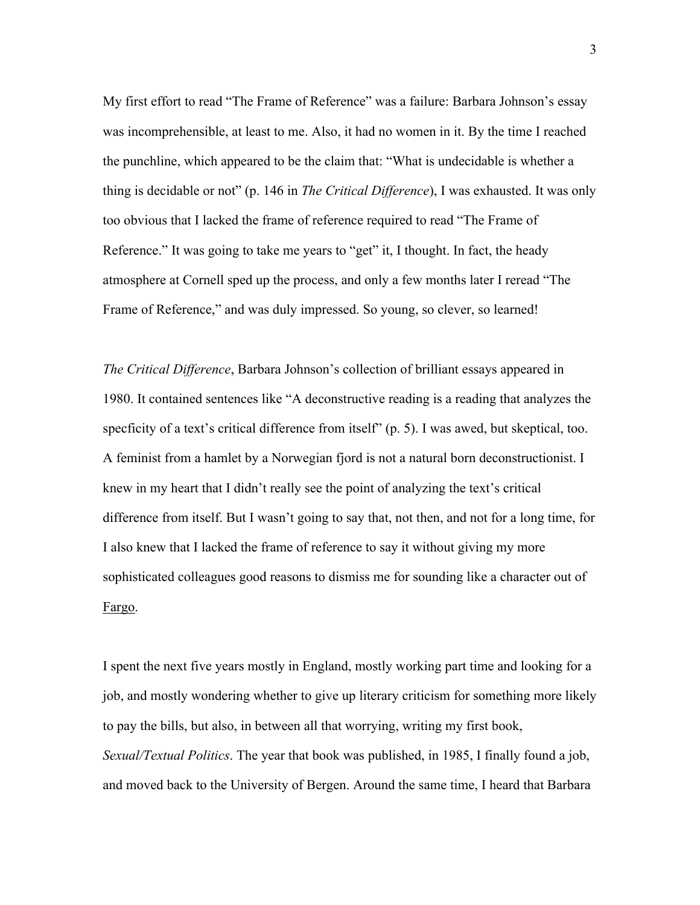My first effort to read "The Frame of Reference" was a failure: Barbara Johnson's essay was incomprehensible, at least to me. Also, it had no women in it. By the time I reached the punchline, which appeared to be the claim that: "What is undecidable is whether a thing is decidable or not" (p. 146 in *The Critical Difference*), I was exhausted. It was only too obvious that I lacked the frame of reference required to read "The Frame of Reference." It was going to take me years to "get" it, I thought. In fact, the heady atmosphere at Cornell sped up the process, and only a few months later I reread "The Frame of Reference," and was duly impressed. So young, so clever, so learned!

*The Critical Difference*, Barbara Johnson's collection of brilliant essays appeared in 1980. It contained sentences like "A deconstructive reading is a reading that analyzes the specficity of a text's critical difference from itself" (p. 5). I was awed, but skeptical, too. A feminist from a hamlet by a Norwegian fjord is not a natural born deconstructionist. I knew in my heart that I didn't really see the point of analyzing the text's critical difference from itself. But I wasn't going to say that, not then, and not for a long time, for I also knew that I lacked the frame of reference to say it without giving my more sophisticated colleagues good reasons to dismiss me for sounding like a character out of Fargo.

I spent the next five years mostly in England, mostly working part time and looking for a job, and mostly wondering whether to give up literary criticism for something more likely to pay the bills, but also, in between all that worrying, writing my first book, *Sexual/Textual Politics*. The year that book was published, in 1985, I finally found a job, and moved back to the University of Bergen. Around the same time, I heard that Barbara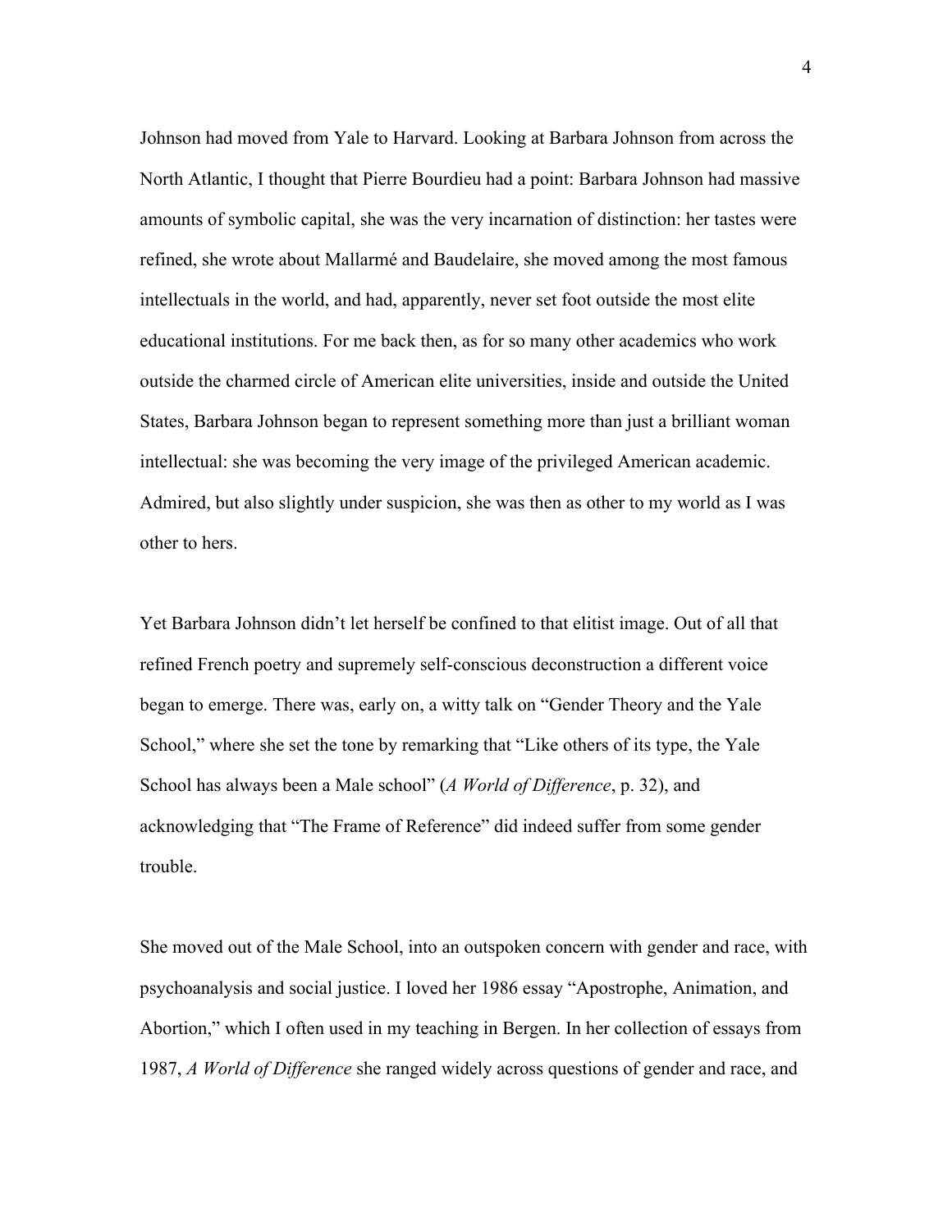Johnson had moved from Yale to Harvard. Looking at Barbara Johnson from across the North Atlantic, I thought that Pierre Bourdieu had a point: Barbara Johnson had massive amounts of symbolic capital, she was the very incarnation of distinction: her tastes were refined, she wrote about Mallarmé and Baudelaire, she moved among the most famous intellectuals in the world, and had, apparently, never set foot outside the most elite educational institutions. For me back then, as for so many other academics who work outside the charmed circle of American elite universities, inside and outside the United States, Barbara Johnson began to represent something more than just a brilliant woman intellectual: she was becoming the very image of the privileged American academic. Admired, but also slightly under suspicion, she was then as other to my world as I was other to hers.

Yet Barbara Johnson didn't let herself be confined to that elitist image. Out of all that refined French poetry and supremely self-conscious deconstruction a different voice began to emerge. There was, early on, a witty talk on "Gender Theory and the Yale School," where she set the tone by remarking that "Like others of its type, the Yale School has always been a Male school" (*A World of Difference*, p. 32), and acknowledging that "The Frame of Reference" did indeed suffer from some gender trouble.

She moved out of the Male School, into an outspoken concern with gender and race, with psychoanalysis and social justice. I loved her 1986 essay "Apostrophe, Animation, and Abortion," which I often used in my teaching in Bergen. In her collection of essays from 1987, *A World of Difference* she ranged widely across questions of gender and race, and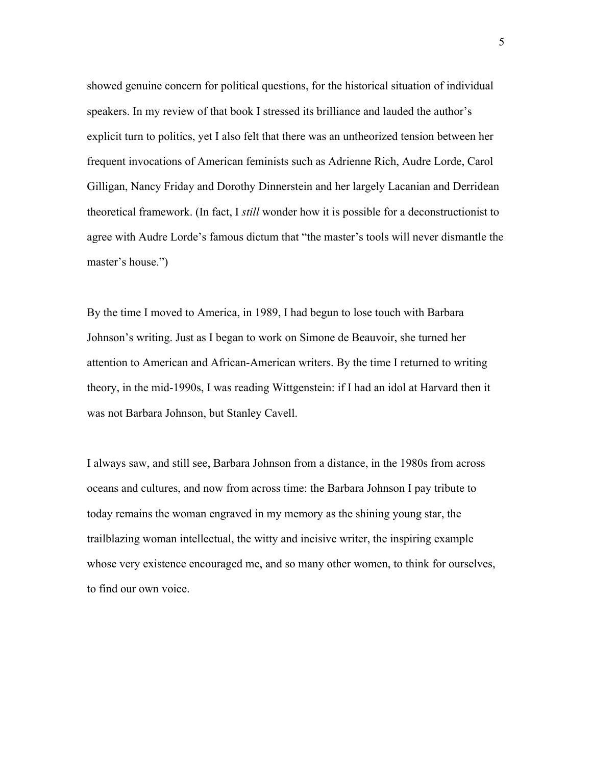showed genuine concern for political questions, for the historical situation of individual speakers. In my review of that book I stressed its brilliance and lauded the author's explicit turn to politics, yet I also felt that there was an untheorized tension between her frequent invocations of American feminists such as Adrienne Rich, Audre Lorde, Carol Gilligan, Nancy Friday and Dorothy Dinnerstein and her largely Lacanian and Derridean theoretical framework. (In fact, I *still* wonder how it is possible for a deconstructionist to agree with Audre Lorde's famous dictum that "the master's tools will never dismantle the master's house.")

By the time I moved to America, in 1989, I had begun to lose touch with Barbara Johnson's writing. Just as I began to work on Simone de Beauvoir, she turned her attention to American and African-American writers. By the time I returned to writing theory, in the mid-1990s, I was reading Wittgenstein: if I had an idol at Harvard then it was not Barbara Johnson, but Stanley Cavell.

I always saw, and still see, Barbara Johnson from a distance, in the 1980s from across oceans and cultures, and now from across time: the Barbara Johnson I pay tribute to today remains the woman engraved in my memory as the shining young star, the trailblazing woman intellectual, the witty and incisive writer, the inspiring example whose very existence encouraged me, and so many other women, to think for ourselves, to find our own voice.